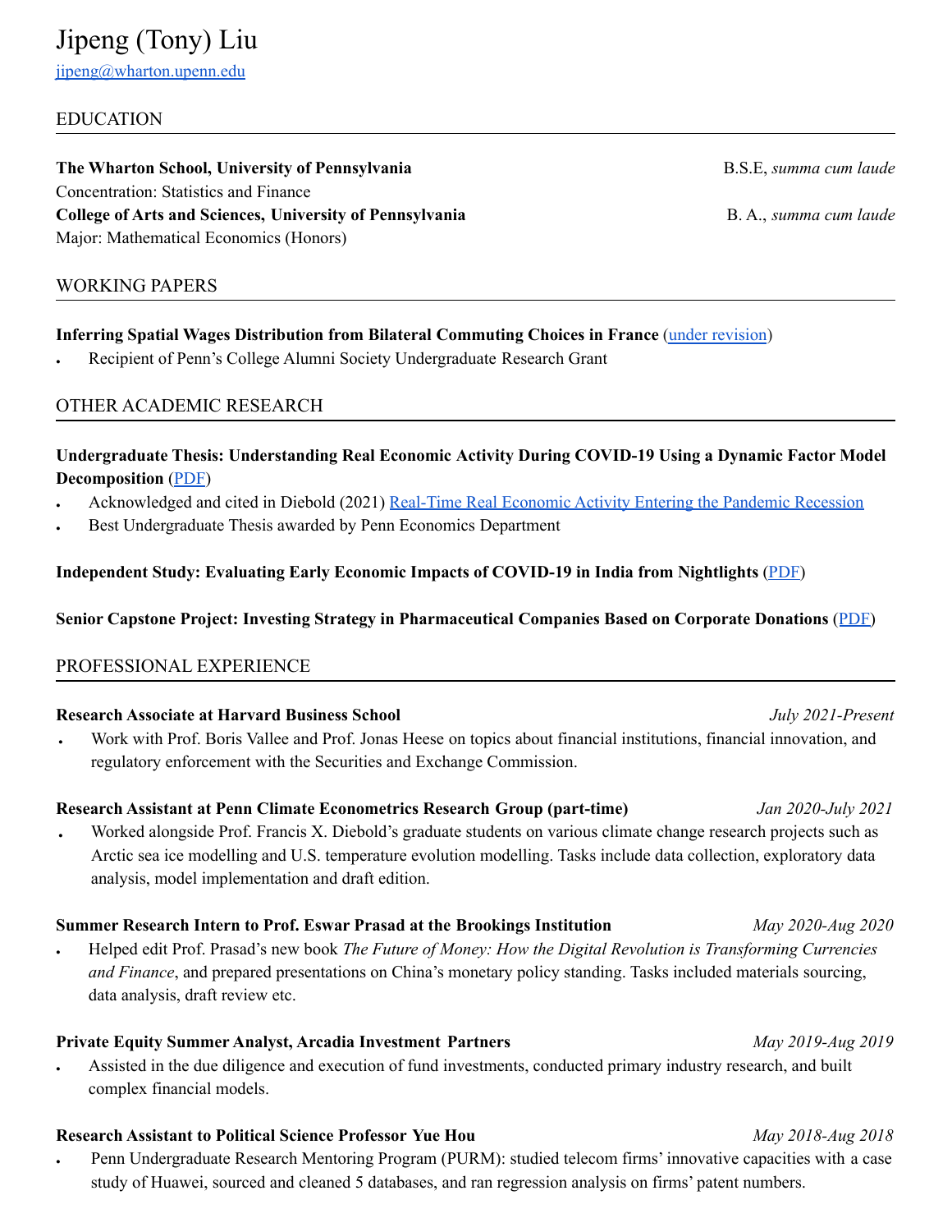# Jipeng (Tony) Liu

jipeng@wharton.upenn.edu

## EDUCATION

**The Wharton School, University of Pennsylvania** — B.S.E, *summa cum laude*
Concentration: Statistics and Finance

**College of Arts and Sciences, University of Pennsylvania** — B. A., *summa cum laude*
Major: Mathematical Economics (Honors)

## WORKING PAPERS

**Inferring Spatial Wages Distribution from Bilateral Commuting Choices in France** (under revision)

- Recipient of Penn's College Alumni Society Undergraduate Research Grant

## OTHER ACADEMIC RESEARCH

**Undergraduate Thesis: Understanding Real Economic Activity During COVID-19 Using a Dynamic Factor Model Decomposition** (PDF)

- Acknowledged and cited in Diebold (2021) Real-Time Real Economic Activity Entering the Pandemic Recession
- Best Undergraduate Thesis awarded by Penn Economics Department

**Independent Study: Evaluating Early Economic Impacts of COVID-19 in India from Nightlights** (PDF)

**Senior Capstone Project: Investing Strategy in Pharmaceutical Companies Based on Corporate Donations** (PDF)

## PROFESSIONAL EXPERIENCE

**Research Associate at Harvard Business School** — *July 2021-Present*

- Work with Prof. Boris Vallee and Prof. Jonas Heese on topics about financial institutions, financial innovation, and regulatory enforcement with the Securities and Exchange Commission.

**Research Assistant at Penn Climate Econometrics Research Group (part-time)** — *Jan 2020-July 2021*

- Worked alongside Prof. Francis X. Diebold's graduate students on various climate change research projects such as Arctic sea ice modelling and U.S. temperature evolution modelling. Tasks include data collection, exploratory data analysis, model implementation and draft edition.

**Summer Research Intern to Prof. Eswar Prasad at the Brookings Institution** — *May 2020-Aug 2020*

- Helped edit Prof. Prasad's new book *The Future of Money: How the Digital Revolution is Transforming Currencies and Finance*, and prepared presentations on China's monetary policy standing. Tasks included materials sourcing, data analysis, draft review etc.

**Private Equity Summer Analyst, Arcadia Investment Partners** — *May 2019-Aug 2019*

- Assisted in the due diligence and execution of fund investments, conducted primary industry research, and built complex financial models.

**Research Assistant to Political Science Professor Yue Hou** — *May 2018-Aug 2018*

- Penn Undergraduate Research Mentoring Program (PURM): studied telecom firms' innovative capacities with a case study of Huawei, sourced and cleaned 5 databases, and ran regression analysis on firms' patent numbers.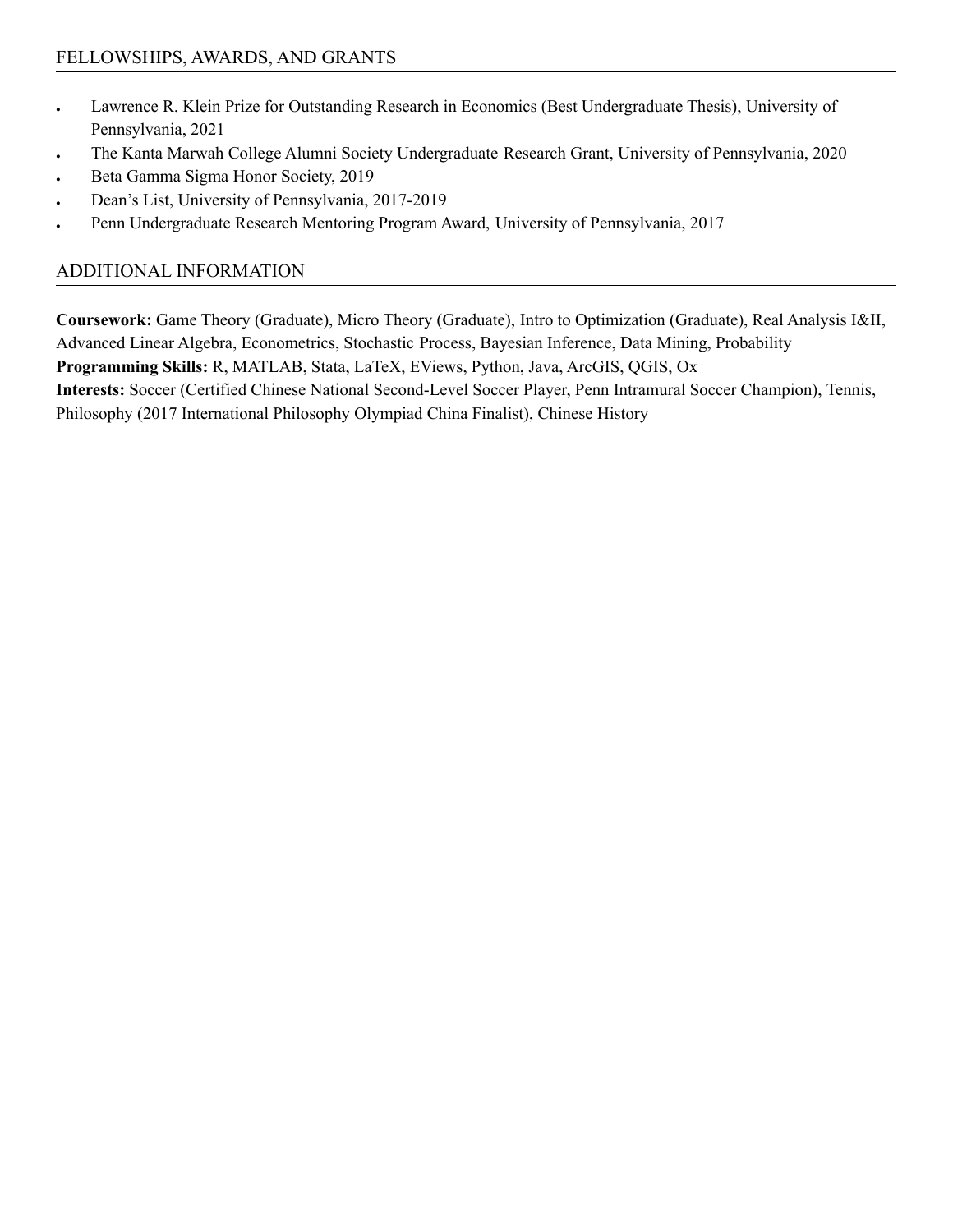## FELLOWSHIPS, AWARDS, AND GRANTS

- Lawrence R. Klein Prize for Outstanding Research in Economics (Best Undergraduate Thesis), University of Pennsylvania, 2021
- The Kanta Marwah College Alumni Society Undergraduate Research Grant, University of Pennsylvania, 2020
- Beta Gamma Sigma Honor Society, 2019
- Dean's List, University of Pennsylvania, 2017-2019
- Penn Undergraduate Research Mentoring Program Award, University of Pennsylvania, 2017

## ADDITIONAL INFORMATION

**Coursework:** Game Theory (Graduate), Micro Theory (Graduate), Intro to Optimization (Graduate), Real Analysis I&II, Advanced Linear Algebra, Econometrics, Stochastic Process, Bayesian Inference, Data Mining, Probability
**Programming Skills:** R, MATLAB, Stata, LaTeX, EViews, Python, Java, ArcGIS, QGIS, Ox
**Interests:** Soccer (Certified Chinese National Second-Level Soccer Player, Penn Intramural Soccer Champion), Tennis, Philosophy (2017 International Philosophy Olympiad China Finalist), Chinese History